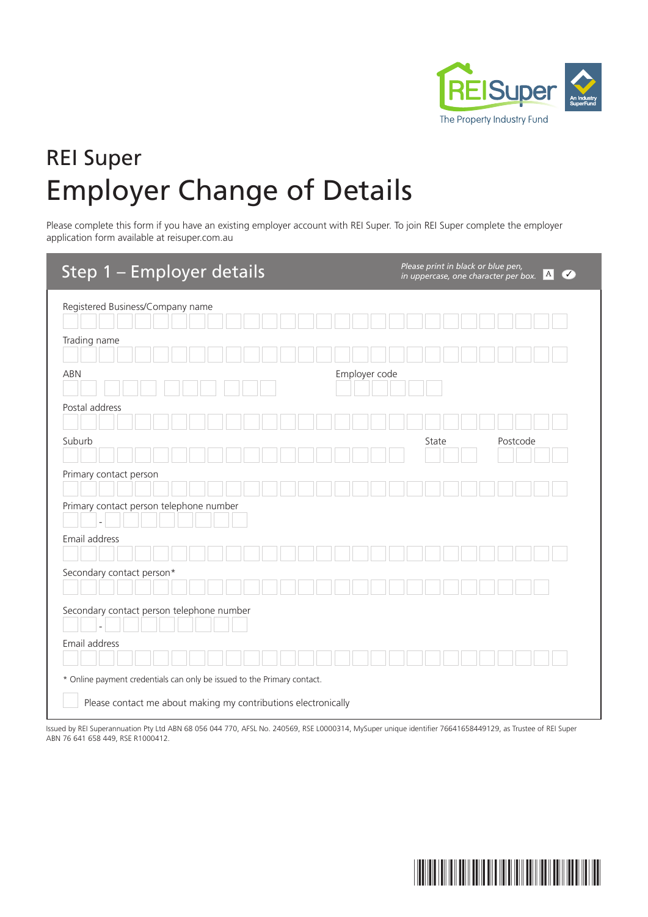REI Super

# Employer Change of Details

Please complete this form if you have an existing employer account with REI Super. To join REI Super complete the employer application form available at reisuper.com.au

## Step 1 – Employer details

*Please print in black or blue pen, in uppercase, one character per box.*

Registered Business/Company name

Trading name

ABN

Employer code

Postal address

Suburb

State

Postcode

Primary contact person

Primary contact person telephone number

Email address

Secondary contact person*

Secondary contact person telephone number

Email address

\* Online payment credentials can only be issued to the Primary contact.

☐ Please contact me about making my contributions electronically

Issued by REI Superannuation Pty Ltd ABN 68 056 044 770, AFSL No. 240569, RSE L0000314, MySuper unique identifier 76641658449129, as Trustee of REI Super ABN 76 641 658 449, RSE R1000412.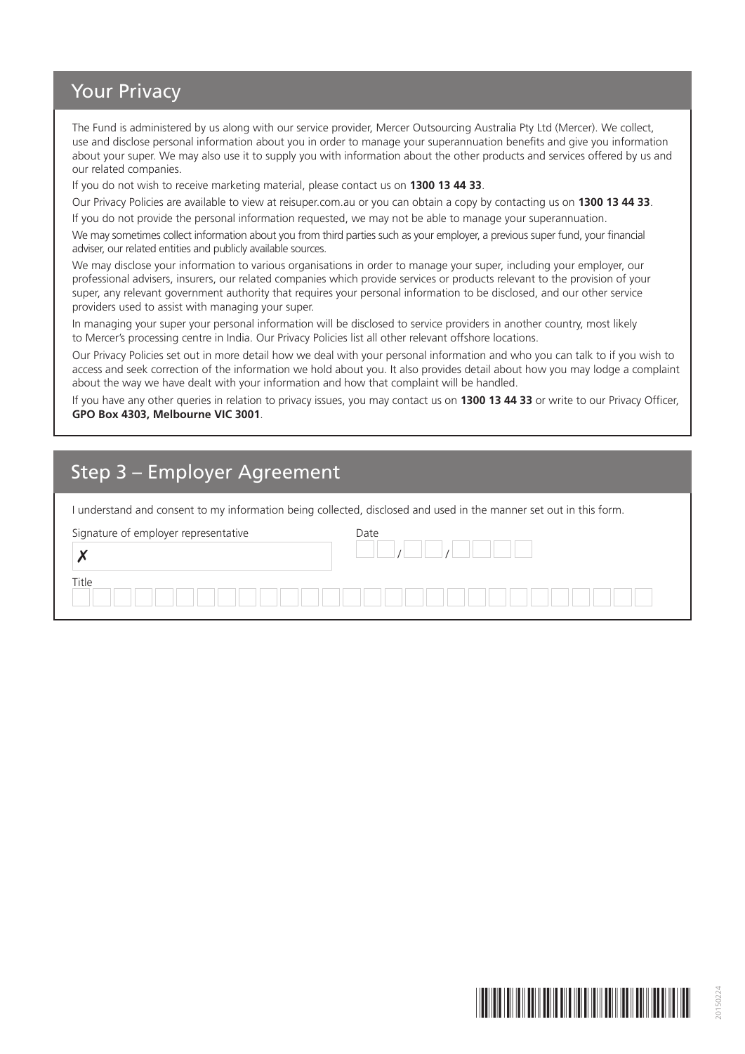## Your Privacy

The Fund is administered by us along with our service provider, Mercer Outsourcing Australia Pty Ltd (Mercer). We collect, use and disclose personal information about you in order to manage your superannuation benefits and give you information about your super. We may also use it to supply you with information about the other products and services offered by us and our related companies.

If you do not wish to receive marketing material, please contact us on **1300 13 44 33**.

Our Privacy Policies are available to view at reisuper.com.au or you can obtain a copy by contacting us on **1300 13 44 33**.

If you do not provide the personal information requested, we may not be able to manage your superannuation.

We may sometimes collect information about you from third parties such as your employer, a previous super fund, your financial adviser, our related entities and publicly available sources.

We may disclose your information to various organisations in order to manage your super, including your employer, our professional advisers, insurers, our related companies which provide services or products relevant to the provision of your super, any relevant government authority that requires your personal information to be disclosed, and our other service providers used to assist with managing your super.

In managing your super your personal information will be disclosed to service providers in another country, most likely to Mercer's processing centre in India. Our Privacy Policies list all other relevant offshore locations.

Our Privacy Policies set out in more detail how we deal with your personal information and who you can talk to if you wish to access and seek correction of the information we hold about you. It also provides detail about how you may lodge a complaint about the way we have dealt with your information and how that complaint will be handled.

If you have any other queries in relation to privacy issues, you may contact us on **1300 13 44 33** or write to our Privacy Officer, **GPO Box 4303, Melbourne VIC 3001**.

## Step 3 – Employer Agreement

I understand and consent to my information being collected, disclosed and used in the manner set out in this form.

Signature of employer representative

✗

Date

__ __ / __ __ / __ __ __ __

Title

20150224